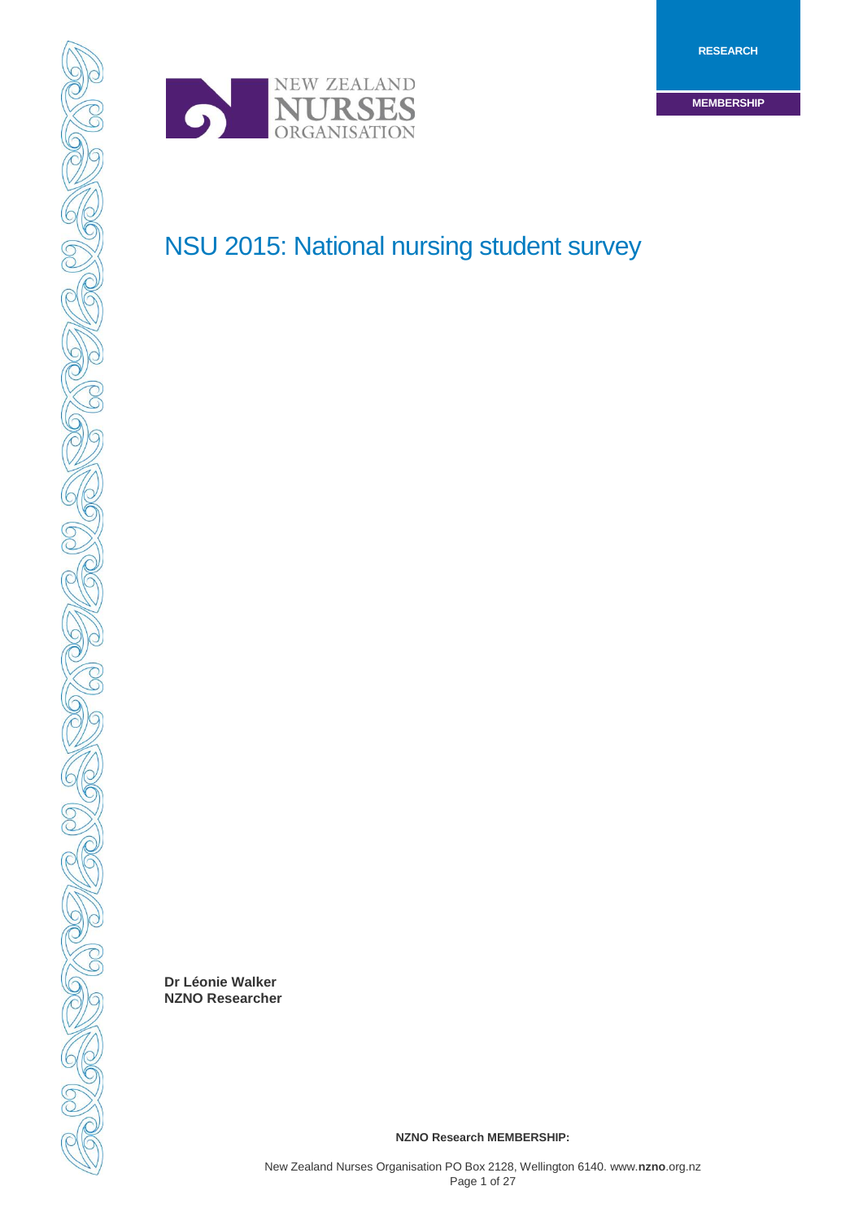RESEARCH

MEMBERSHIP

NEW ZEALAND NURSES ORGANISATION

# NSU 2015: National nursing student survey

**Dr Léonie Walker**
**NZNO Researcher**

**NZNO Research MEMBERSHIP:**

New Zealand Nurses Organisation PO Box 2128, Wellington 6140. www.**nzno**.org.nz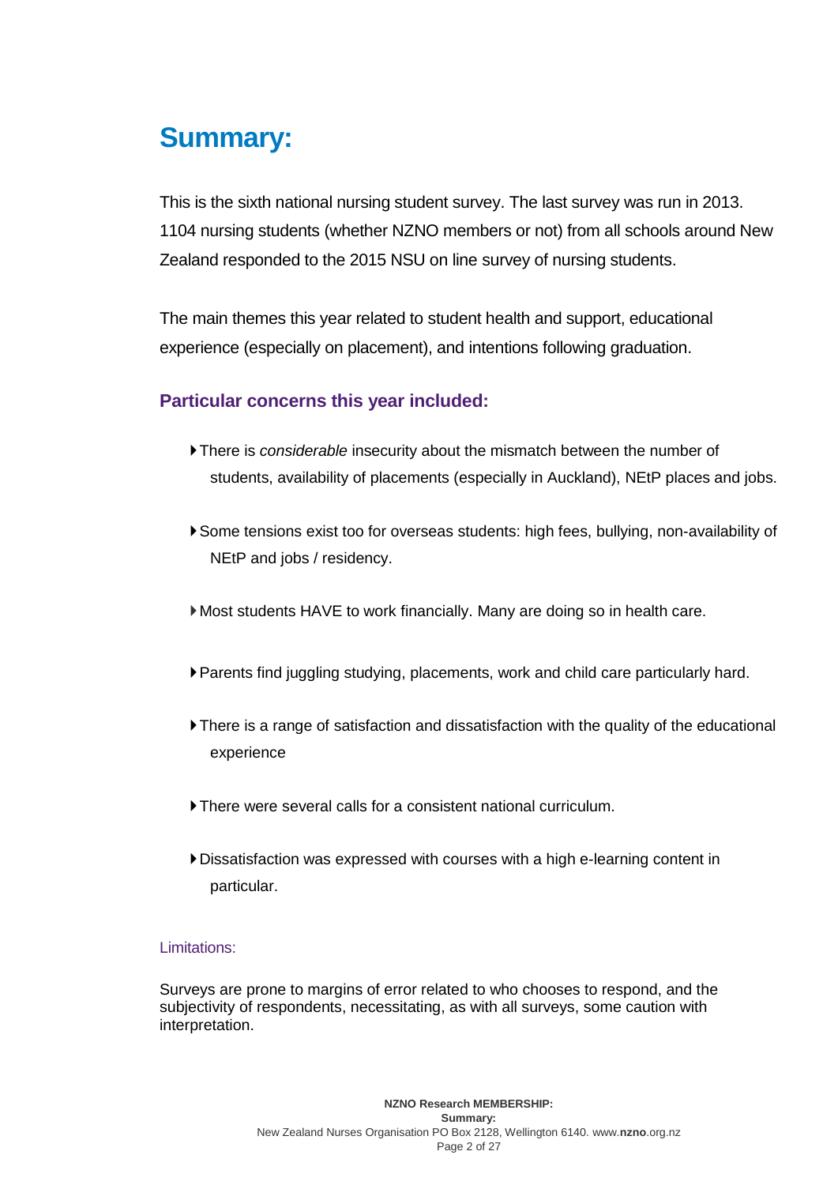# Summary:

This is the sixth national nursing student survey. The last survey was run in 2013. 1104 nursing students (whether NZNO members or not) from all schools around New Zealand responded to the 2015 NSU on line survey of nursing students.

The main themes this year related to student health and support, educational experience (especially on placement), and intentions following graduation.

## Particular concerns this year included:

- There is *considerable* insecurity about the mismatch between the number of students, availability of placements (especially in Auckland), NEtP places and jobs.
- Some tensions exist too for overseas students: high fees, bullying, non-availability of NEtP and jobs / residency.
- Most students HAVE to work financially. Many are doing so in health care.
- Parents find juggling studying, placements, work and child care particularly hard.
- There is a range of satisfaction and dissatisfaction with the quality of the educational experience
- There were several calls for a consistent national curriculum.
- Dissatisfaction was expressed with courses with a high e-learning content in particular.

### Limitations:

Surveys are prone to margins of error related to who chooses to respond, and the subjectivity of respondents, necessitating, as with all surveys, some caution with interpretation.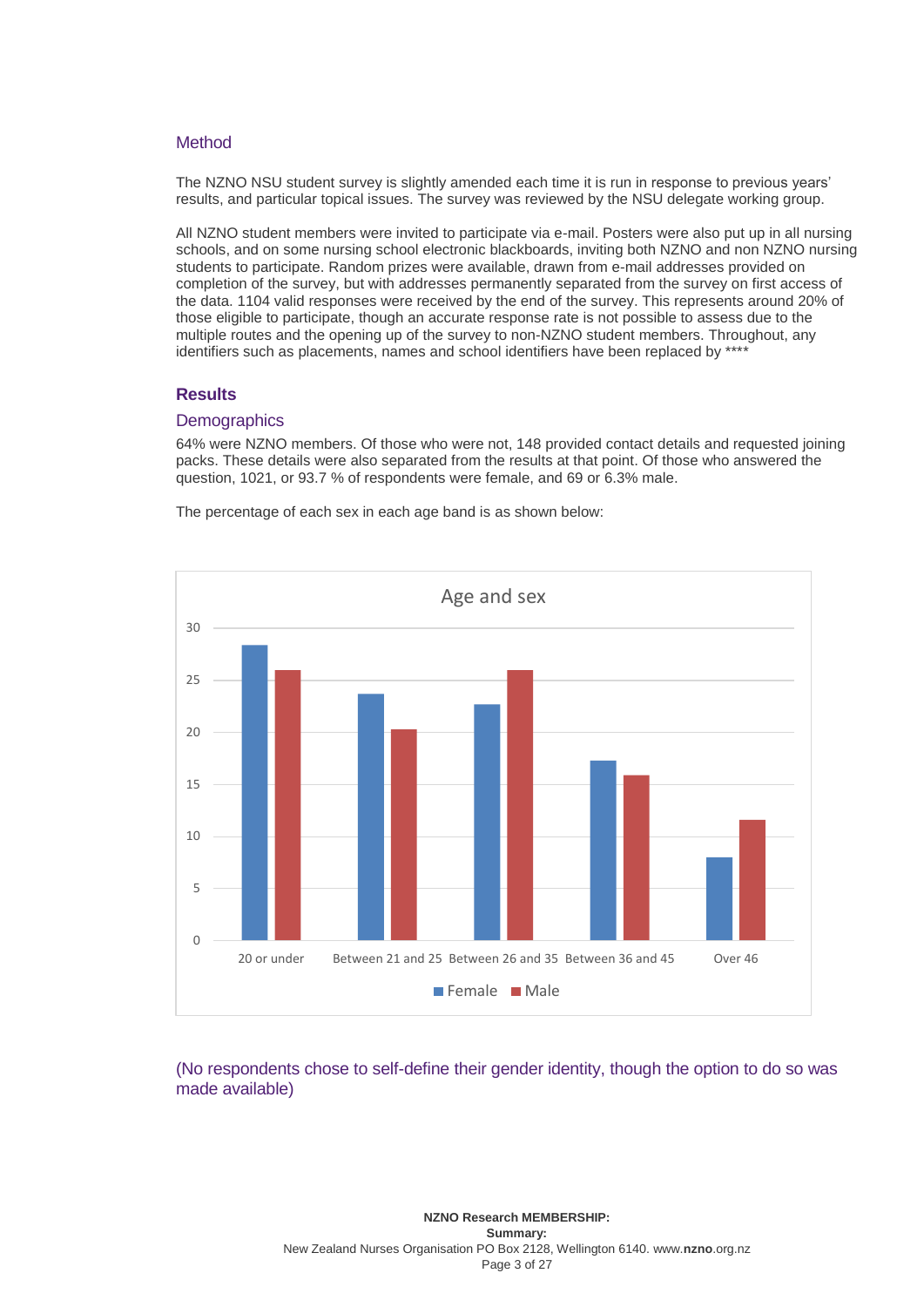## Method

The NZNO NSU student survey is slightly amended each time it is run in response to previous years' results, and particular topical issues. The survey was reviewed by the NSU delegate working group.

All NZNO student members were invited to participate via e-mail. Posters were also put up in all nursing schools, and on some nursing school electronic blackboards, inviting both NZNO and non NZNO nursing students to participate. Random prizes were available, drawn from e-mail addresses provided on completion of the survey, but with addresses permanently separated from the survey on first access of the data. 1104 valid responses were received by the end of the survey. This represents around 20% of those eligible to participate, though an accurate response rate is not possible to assess due to the multiple routes and the opening up of the survey to non-NZNO student members. Throughout, any identifiers such as placements, names and school identifiers have been replaced by ****

# Results

## Demographics

64% were NZNO members. Of those who were not, 148 provided contact details and requested joining packs. These details were also separated from the results at that point. Of those who answered the question, 1021, or 93.7 % of respondents were female, and 69 or 6.3% male.

The percentage of each sex in each age band is as shown below:

**Age and sex**

| Age band | Female | Male |
|---|---|---|
| 20 or under | ~28.3 | ~26 |
| Between 21 and 25 | ~23.7 | ~20.3 |
| Between 26 and 35 | ~22.7 | ~26 |
| Between 36 and 45 | ~17.3 | ~15.9 |
| Over 46 | ~8 | ~11.6 |

(No respondents chose to self-define their gender identity, though the option to do so was made available)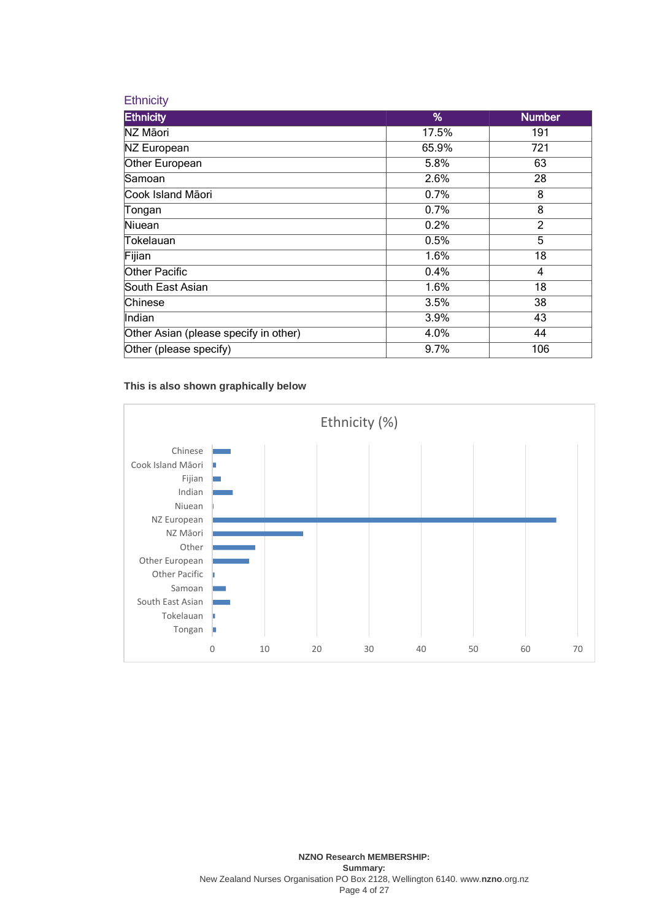## Ethnicity

| Ethnicity | % | Number |
|---|---|---|
| NZ Māori | 17.5% | 191 |
| NZ European | 65.9% | 721 |
| Other European | 5.8% | 63 |
| Samoan | 2.6% | 28 |
| Cook Island Māori | 0.7% | 8 |
| Tongan | 0.7% | 8 |
| Niuean | 0.2% | 2 |
| Tokelauan | 0.5% | 5 |
| Fijian | 1.6% | 18 |
| Other Pacific | 0.4% | 4 |
| South East Asian | 1.6% | 18 |
| Chinese | 3.5% | 38 |
| Indian | 3.9% | 43 |
| Other Asian (please specify in other) | 4.0% | 44 |
| Other (please specify) | 9.7% | 106 |

**This is also shown graphically below**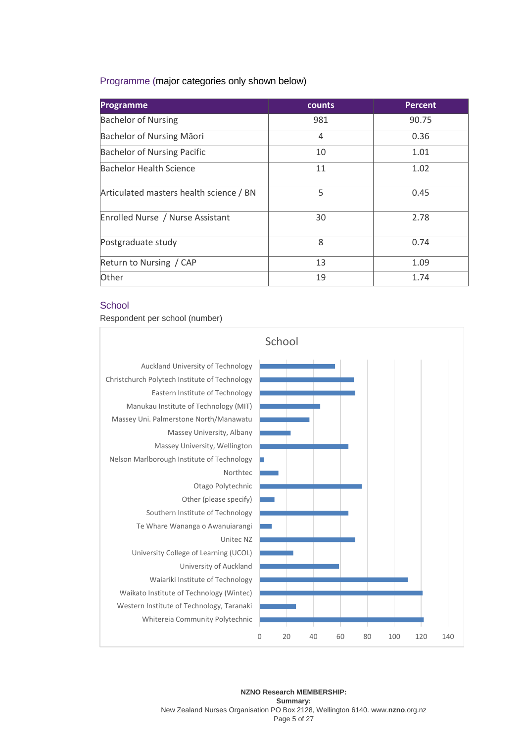## Programme (major categories only shown below)

| Programme | counts | Percent |
|---|---|---|
| Bachelor of Nursing | 981 | 90.75 |
| Bachelor of Nursing Māori | 4 | 0.36 |
| Bachelor of Nursing Pacific | 10 | 1.01 |
| Bachelor Health Science | 11 | 1.02 |
| Articulated masters health science / BN | 5 | 0.45 |
| Enrolled Nurse / Nurse Assistant | 30 | 2.78 |
| Postgraduate study | 8 | 0.74 |
| Return to Nursing / CAP | 13 | 1.09 |
| Other | 19 | 1.74 |

## School

Respondent per school (number)

School

- Auckland University of Technology
- Christchurch Polytech Institute of Technology
- Eastern Institute of Technology
- Manukau Institute of Technology (MIT)
- Massey Uni. Palmerstone North/Manawatu
- Massey University, Albany
- Massey University, Wellington
- Nelson Marlborough Institute of Technology
- Northtec
- Otago Polytechnic
- Other (please specify)
- Southern Institute of Technology
- Te Whare Wananga o Awanuiarangi
- Unitec NZ
- University College of Learning (UCOL)
- University of Auckland
- Waiariki Institute of Technology
- Waikato Institute of Technology (Wintec)
- Western Institute of Technology, Taranaki
- Whitereia Community Polytechnic

0 20 40 60 80 100 120 140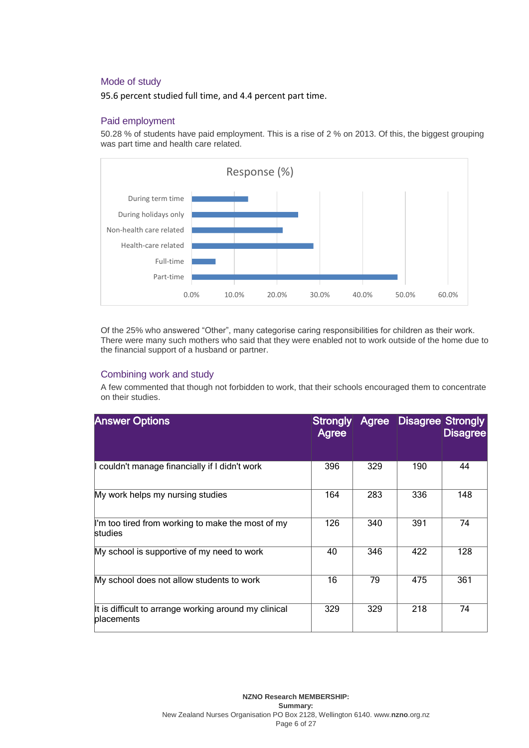## Mode of study

95.6 percent studied full time, and 4.4 percent part time.

## Paid employment

50.28 % of students have paid employment. This is a rise of 2 % on 2013. Of this, the biggest grouping was part time and health care related.

Response (%)

| Category | Response (%) |
|---|---|
| During term time | ~13% |
| During holidays only | ~25% |
| Non-health care related | ~21% |
| Health-care related | ~28.5% |
| Full-time | ~5.5% |
| Part-time | ~48% |

Of the 25% who answered "Other", many categorise caring responsibilities for children as their work. There were many such mothers who said that they were enabled not to work outside of the home due to the financial support of a husband or partner.

## Combining work and study

A few commented that though not forbidden to work, that their schools encouraged them to concentrate on their studies.

| Answer Options | Strongly Agree | Agree | Disagree | Strongly Disagree |
|---|---|---|---|---|
| I couldn't manage financially if I didn't work | 396 | 329 | 190 | 44 |
| My work helps my nursing studies | 164 | 283 | 336 | 148 |
| I'm too tired from working to make the most of my studies | 126 | 340 | 391 | 74 |
| My school is supportive of my need to work | 40 | 346 | 422 | 128 |
| My school does not allow students to work | 16 | 79 | 475 | 361 |
| It is difficult to arrange working around my clinical placements | 329 | 329 | 218 | 74 |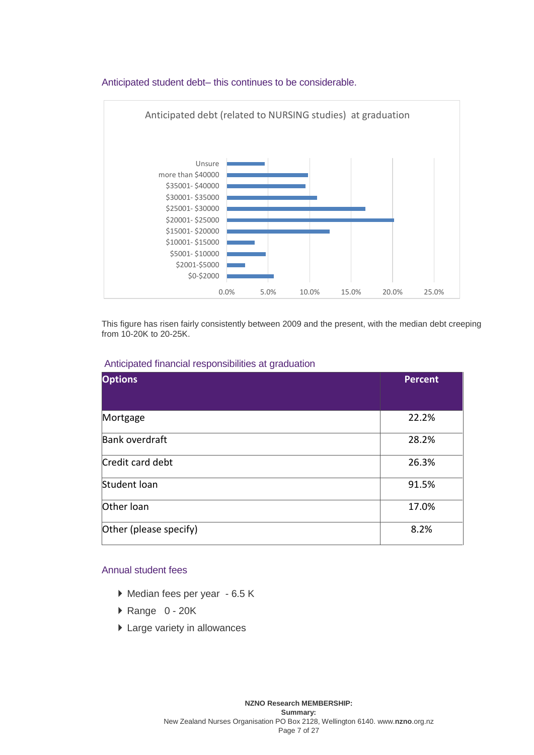### Anticipated student debt– this continues to be considerable.

Anticipated debt (related to NURSING studies) at graduation

- Unsure
- more than $40000
- $35001- $40000
- $30001- $35000
- $25001- $30000
- $20001- $25000
- $15001- $20000
- $10001- $15000
- $5001- $10000
- $2001-$5000
- $0-$2000

0.0% 5.0% 10.0% 15.0% 20.0% 25.0%

This figure has risen fairly consistently between 2009 and the present, with the median debt creeping from 10-20K to 20-25K.

### Anticipated financial responsibilities at graduation

| Options | Percent |
|---|---|
| Mortgage | 22.2% |
| Bank overdraft | 28.2% |
| Credit card debt | 26.3% |
| Student loan | 91.5% |
| Other loan | 17.0% |
| Other (please specify) | 8.2% |

### Annual student fees

- Median fees per year - 6.5 K
- Range 0 - 20K
- Large variety in allowances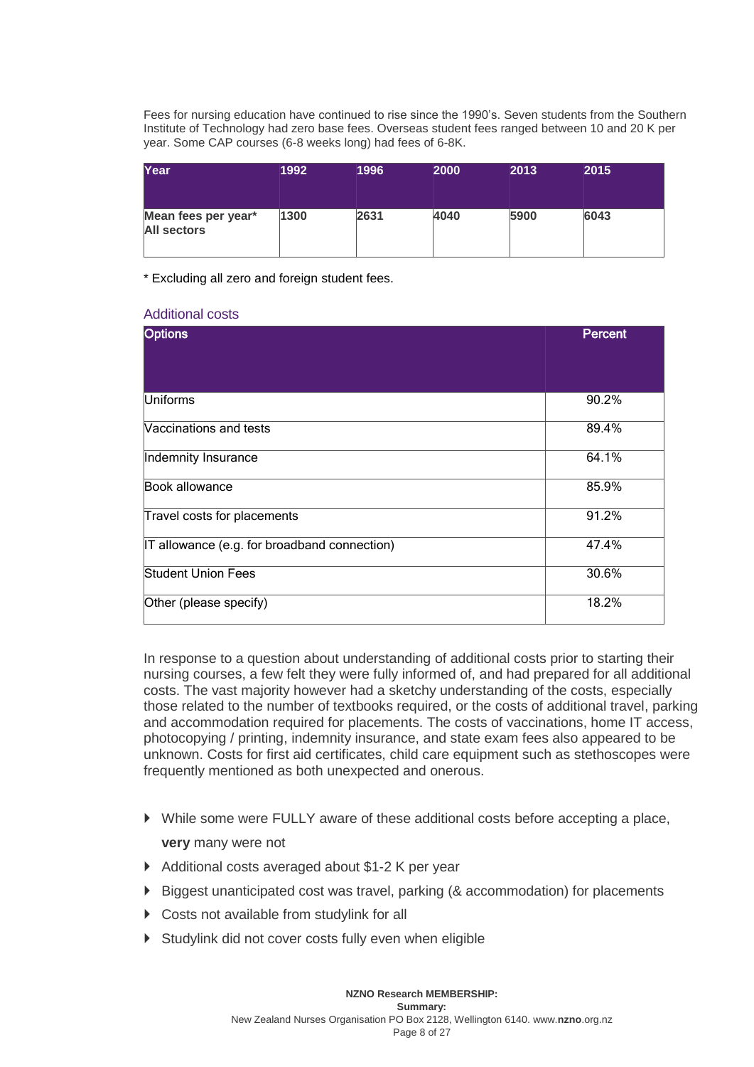Fees for nursing education have continued to rise since the 1990's. Seven students from the Southern Institute of Technology had zero base fees. Overseas student fees ranged between 10 and 20 K per year. Some CAP courses (6-8 weeks long) had fees of 6-8K.

| Year | 1992 | 1996 | 2000 | 2013 | 2015 |
|---|---|---|---|---|---|
| **Mean fees per year\* All sectors** | **1300** | **2631** | **4040** | **5900** | **6043** |

\* Excluding all zero and foreign student fees.

## Additional costs

| Options | Percent |
|---|---|
| Uniforms | 90.2% |
| Vaccinations and tests | 89.4% |
| Indemnity Insurance | 64.1% |
| Book allowance | 85.9% |
| Travel costs for placements | 91.2% |
| IT allowance (e.g. for broadband connection) | 47.4% |
| Student Union Fees | 30.6% |
| Other (please specify) | 18.2% |

In response to a question about understanding of additional costs prior to starting their nursing courses, a few felt they were fully informed of, and had prepared for all additional costs. The vast majority however had a sketchy understanding of the costs, especially those related to the number of textbooks required, or the costs of additional travel, parking and accommodation required for placements. The costs of vaccinations, home IT access, photocopying / printing, indemnity insurance, and state exam fees also appeared to be unknown. Costs for first aid certificates, child care equipment such as stethoscopes were frequently mentioned as both unexpected and onerous.

- While some were FULLY aware of these additional costs before accepting a place, **very** many were not
- Additional costs averaged about $1-2 K per year
- Biggest unanticipated cost was travel, parking (& accommodation) for placements
- Costs not available from studylink for all
- Studylink did not cover costs fully even when eligible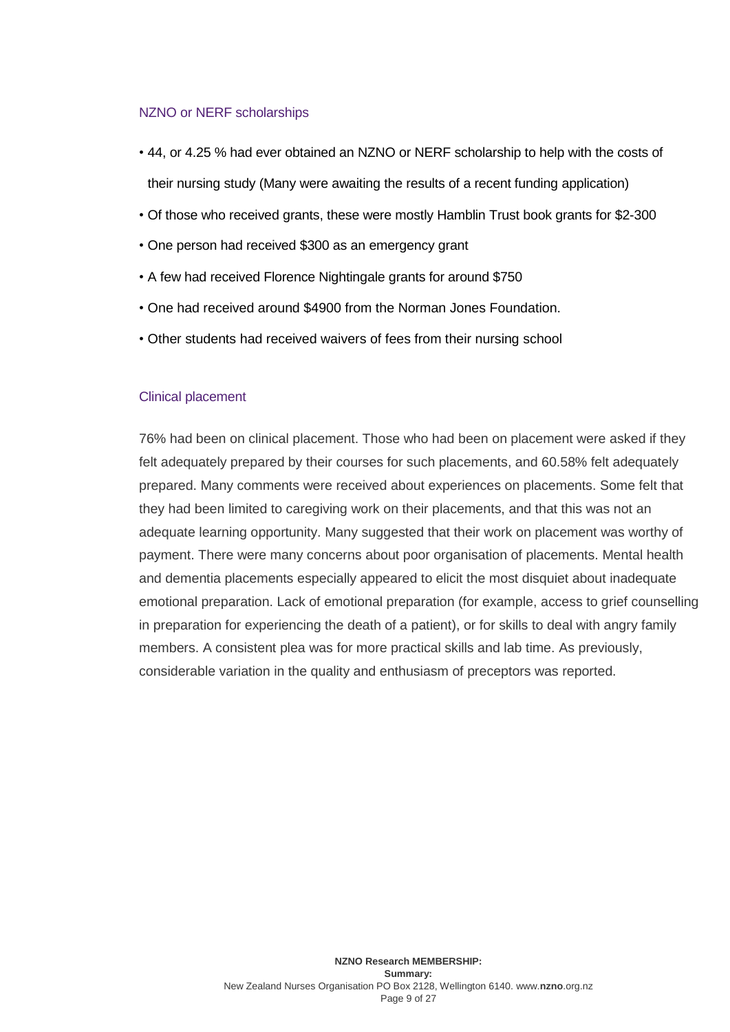### NZNO or NERF scholarships

- 44, or 4.25 % had ever obtained an NZNO or NERF scholarship to help with the costs of their nursing study (Many were awaiting the results of a recent funding application)
- Of those who received grants, these were mostly Hamblin Trust book grants for $2-300
- One person had received $300 as an emergency grant
- A few had received Florence Nightingale grants for around $750
- One had received around $4900 from the Norman Jones Foundation.
- Other students had received waivers of fees from their nursing school

### Clinical placement

76% had been on clinical placement. Those who had been on placement were asked if they felt adequately prepared by their courses for such placements, and 60.58% felt adequately prepared. Many comments were received about experiences on placements. Some felt that they had been limited to caregiving work on their placements, and that this was not an adequate learning opportunity. Many suggested that their work on placement was worthy of payment. There were many concerns about poor organisation of placements. Mental health and dementia placements especially appeared to elicit the most disquiet about inadequate emotional preparation. Lack of emotional preparation (for example, access to grief counselling in preparation for experiencing the death of a patient), or for skills to deal with angry family members. A consistent plea was for more practical skills and lab time. As previously, considerable variation in the quality and enthusiasm of preceptors was reported.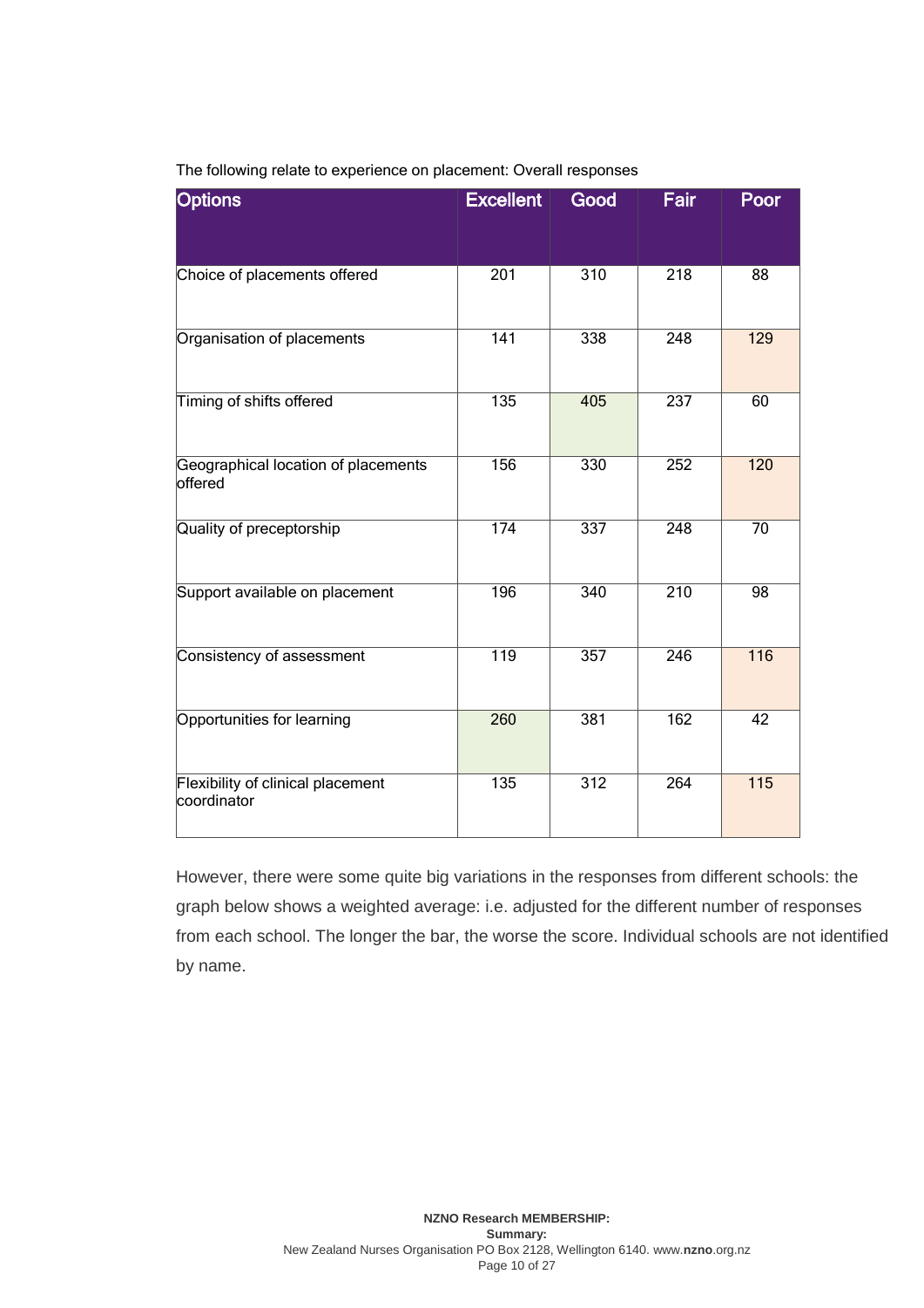The following relate to experience on placement: Overall responses

| Options | Excellent | Good | Fair | Poor |
|---|---|---|---|---|
| Choice of placements offered | 201 | 310 | 218 | 88 |
| Organisation of placements | 141 | 338 | 248 | 129 |
| Timing of shifts offered | 135 | 405 | 237 | 60 |
| Geographical location of placements offered | 156 | 330 | 252 | 120 |
| Quality of preceptorship | 174 | 337 | 248 | 70 |
| Support available on placement | 196 | 340 | 210 | 98 |
| Consistency of assessment | 119 | 357 | 246 | 116 |
| Opportunities for learning | 260 | 381 | 162 | 42 |
| Flexibility of clinical placement coordinator | 135 | 312 | 264 | 115 |

However, there were some quite big variations in the responses from different schools: the graph below shows a weighted average: i.e. adjusted for the different number of responses from each school. The longer the bar, the worse the score. Individual schools are not identified by name.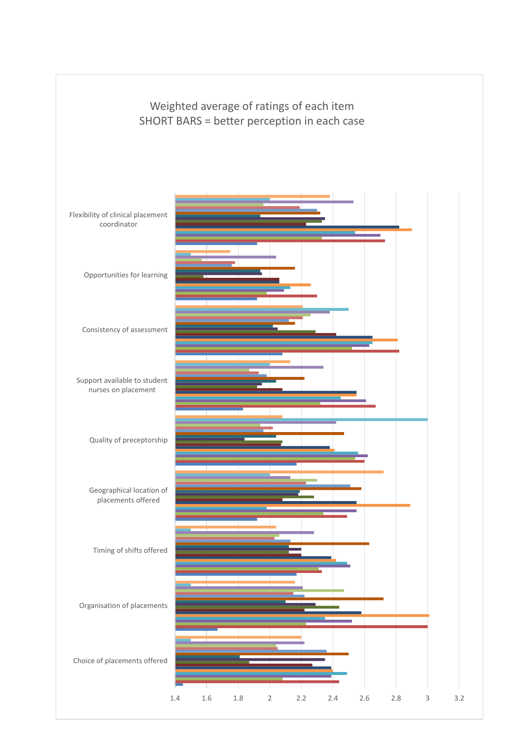Weighted average of ratings of each item
SHORT BARS = better perception in each case

Flexibility of clinical placement coordinator

Opportunities for learning

Consistency of assessment

Support available to student nurses on placement

Quality of preceptorship

Geographical location of placements offered

Timing of shifts offered

Organisation of placements

Choice of placements offered

1.4 1.6 1.8 2 2.2 2.4 2.6 2.8 3 3.2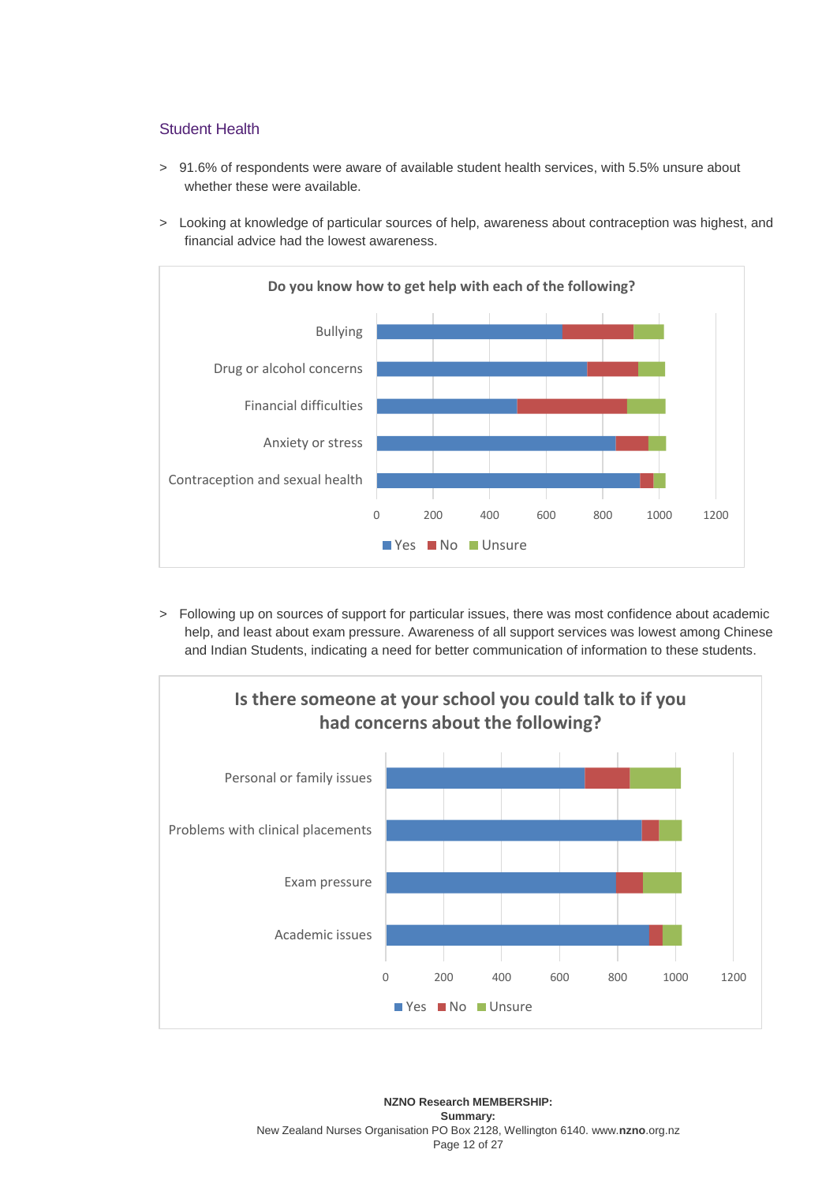## Student Health

> 91.6% of respondents were aware of available student health services, with 5.5% unsure about whether these were available.

> Looking at knowledge of particular sources of help, awareness about contraception was highest, and financial advice had the lowest awareness.

**Do you know how to get help with each of the following?**

Bullying; Drug or alcohol concerns; Financial difficulties; Anxiety or stress; Contraception and sexual health

0 200 400 600 800 1000 1200

Yes No Unsure

> Following up on sources of support for particular issues, there was most confidence about academic help, and least about exam pressure. Awareness of all support services was lowest among Chinese and Indian Students, indicating a need for better communication of information to these students.

**Is there someone at your school you could talk to if you had concerns about the following?**

Personal or family issues; Problems with clinical placements; Exam pressure; Academic issues

0 200 400 600 800 1000 1200

Yes No Unsure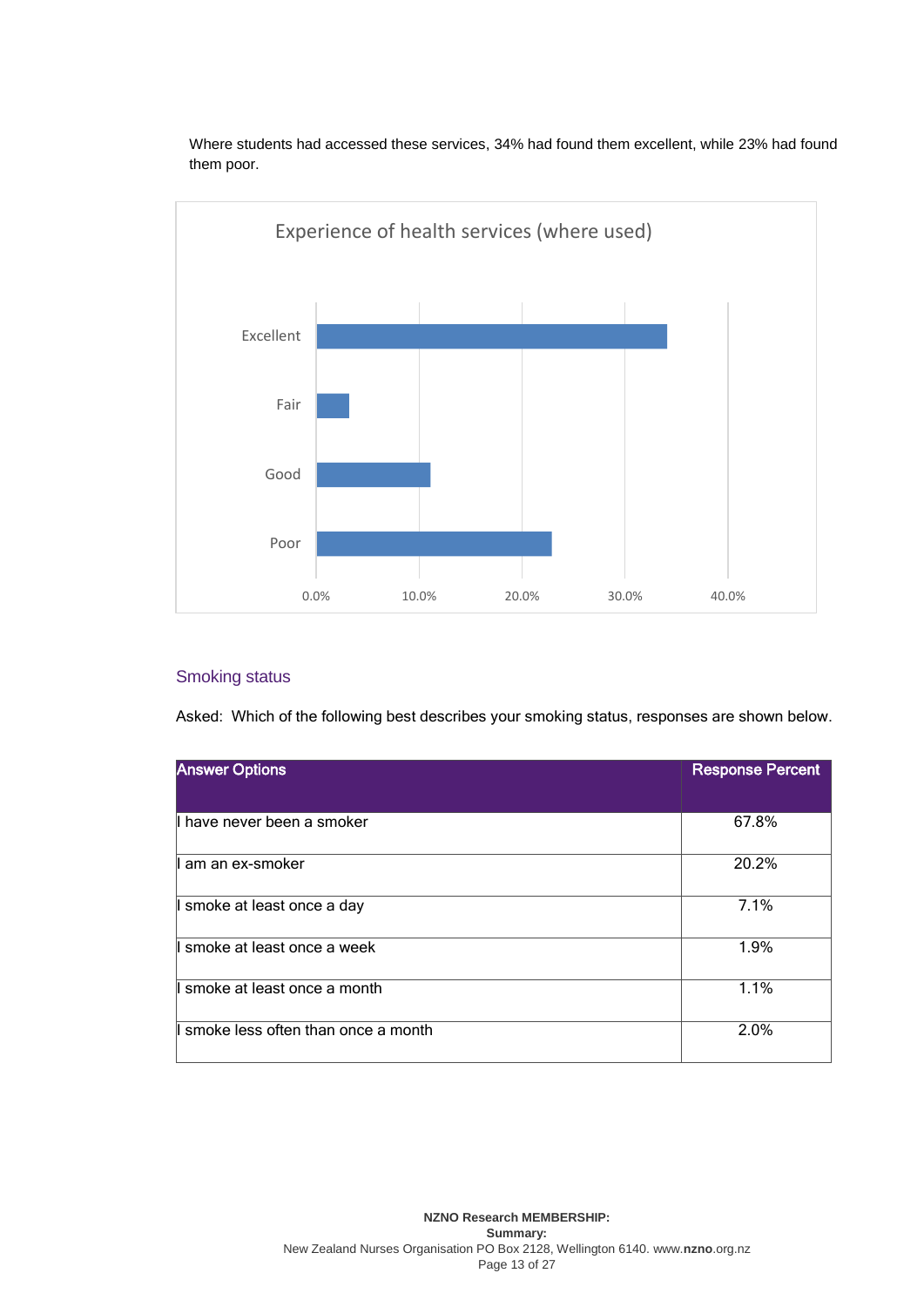Where students had accessed these services, 34% had found them excellent, while 23% had found them poor.

Experience of health services (where used)

| Rating | Percent |
|---|---|
| Excellent | ~34% |
| Fair | ~3% |
| Good | ~11% |
| Poor | ~23% |

## Smoking status

Asked: Which of the following best describes your smoking status, responses are shown below.

| Answer Options | Response Percent |
|---|---|
| I have never been a smoker | 67.8% |
| I am an ex-smoker | 20.2% |
| I smoke at least once a day | 7.1% |
| I smoke at least once a week | 1.9% |
| I smoke at least once a month | 1.1% |
| I smoke less often than once a month | 2.0% |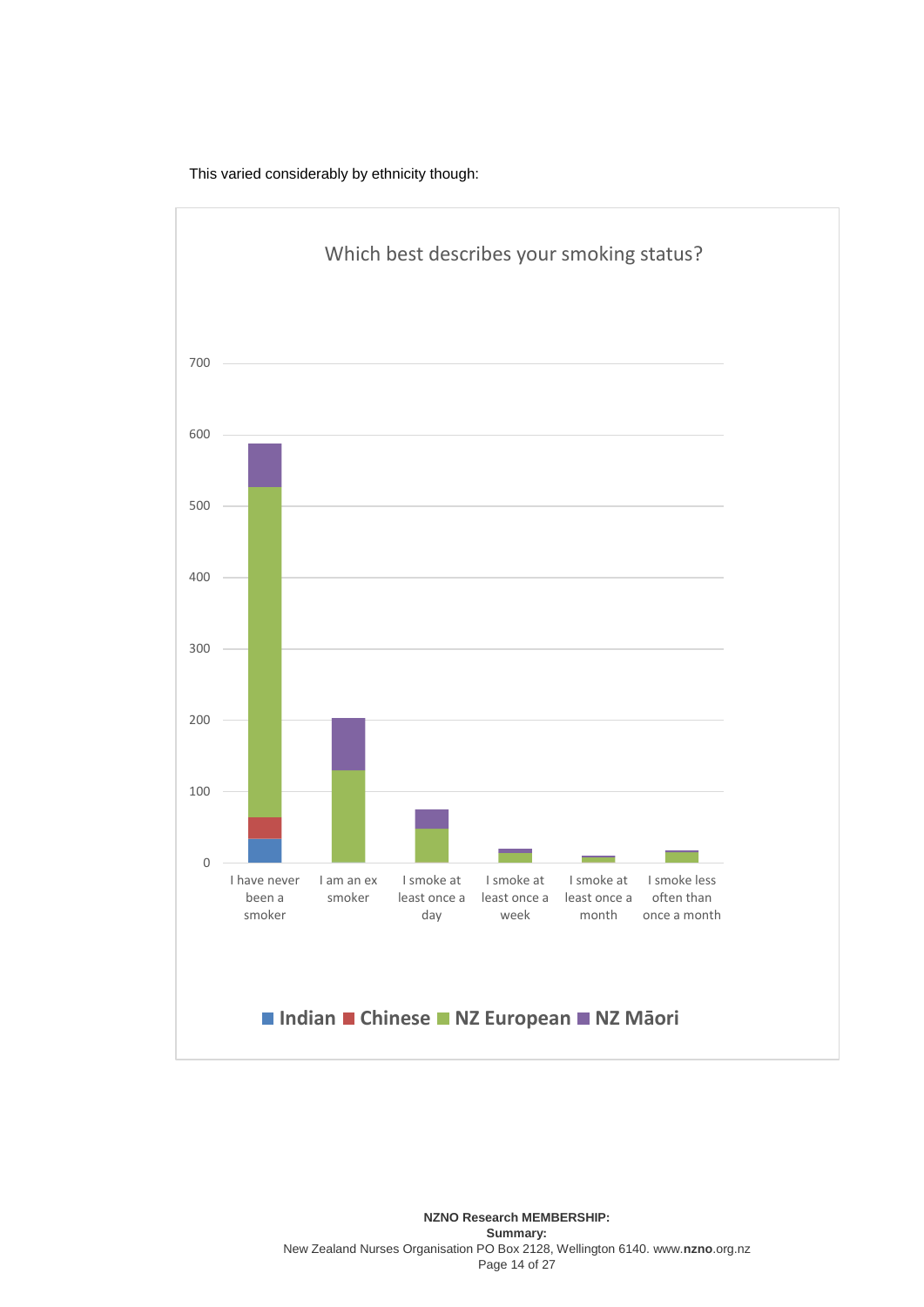This varied considerably by ethnicity though:

Which best describes your smoking status?

700

600

500

400

300

200

100

0

I have never been a smoker | I am an ex smoker | I smoke at least once a day | I smoke at least once a week | I smoke at least once a month | I smoke less often than once a month

■ Indian ■ Chinese ■ NZ European ■ NZ Māori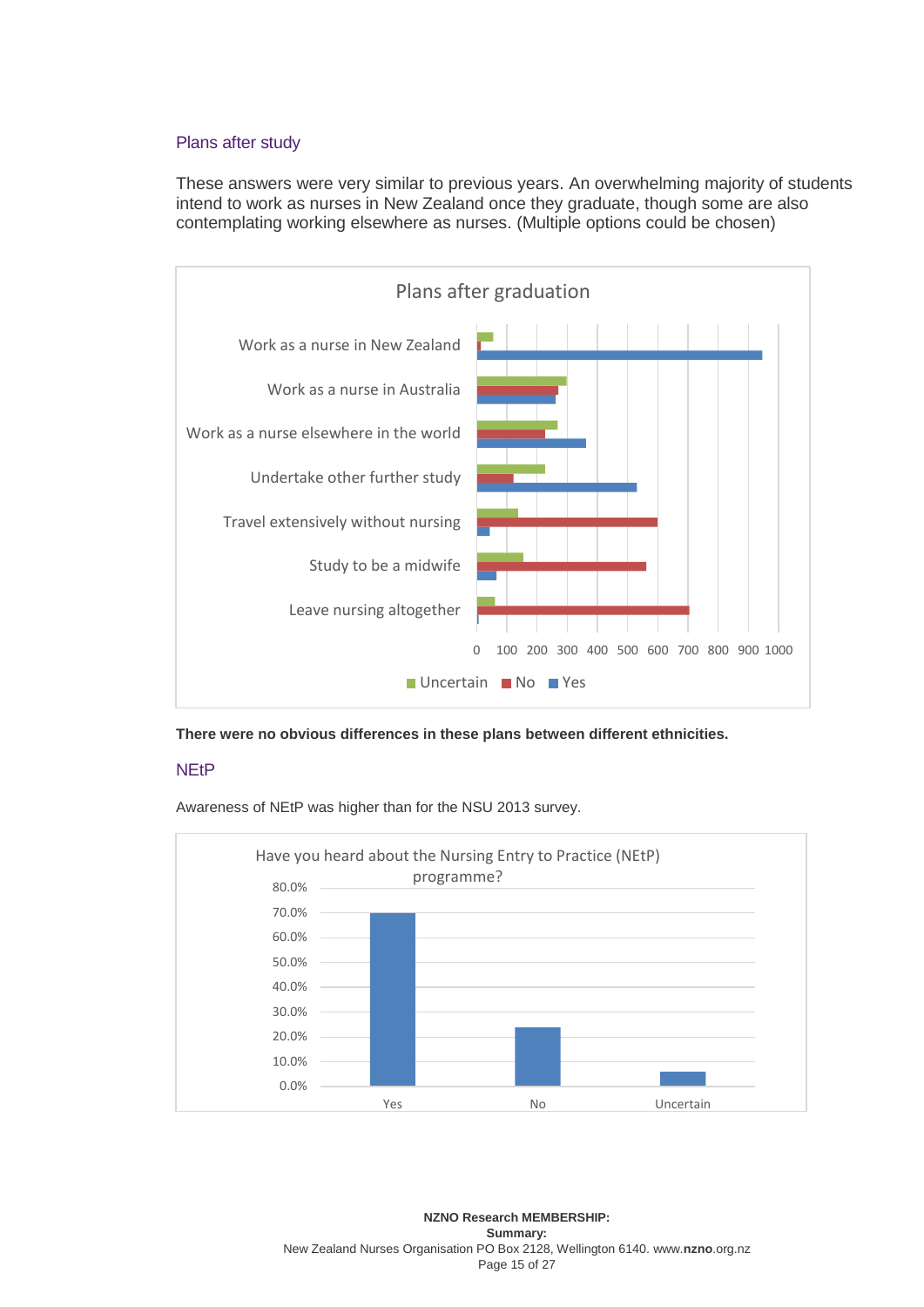### Plans after study

These answers were very similar to previous years. An overwhelming majority of students intend to work as nurses in New Zealand once they graduate, though some are also contemplating working elsewhere as nurses. (Multiple options could be chosen)

Plans after graduation

| | Uncertain | No | Yes |
|---|---|---|---|
| Work as a nurse in New Zealand | | | |
| Work as a nurse in Australia | | | |
| Work as a nurse elsewhere in the world | | | |
| Undertake other further study | | | |
| Travel extensively without nursing | | | |
| Study to be a midwife | | | |
| Leave nursing altogether | | | |

**There were no obvious differences in these plans between different ethnicities.**

### NEtP

Awareness of NEtP was higher than for the NSU 2013 survey.

Have you heard about the Nursing Entry to Practice (NEtP) programme?

| Yes | No | Uncertain |
|---|---|---|
| | | |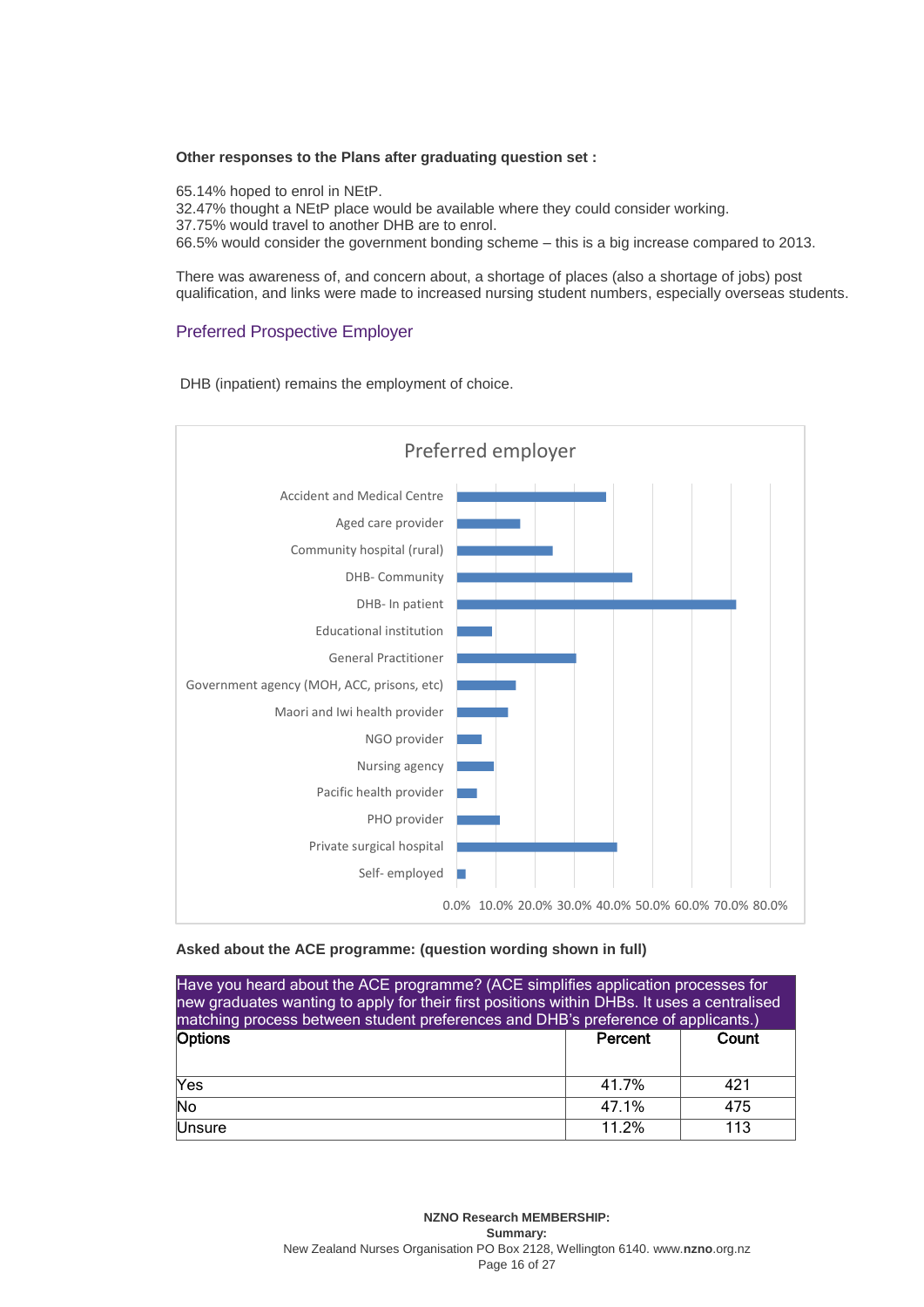**Other responses to the Plans after graduating question set :**

65.14% hoped to enrol in NEtP.
32.47% thought a NEtP place would be available where they could consider working.
37.75% would travel to another DHB are to enrol.
66.5% would consider the government bonding scheme – this is a big increase compared to 2013.

There was awareness of, and concern about, a shortage of places (also a shortage of jobs) post qualification, and links were made to increased nursing student numbers, especially overseas students.

## Preferred Prospective Employer

DHB (inpatient) remains the employment of choice.

Preferred employer

Accident and Medical Centre
Aged care provider
Community hospital (rural)
DHB- Community
DHB- In patient
Educational institution
General Practitioner
Government agency (MOH, ACC, prisons, etc)
Maori and Iwi health provider
NGO provider
Nursing agency
Pacific health provider
PHO provider
Private surgical hospital
Self- employed

0.0% 10.0% 20.0% 30.0% 40.0% 50.0% 60.0% 70.0% 80.0%

**Asked about the ACE programme: (question wording shown in full)**

| Have you heard about the ACE programme? (ACE simplifies application processes for new graduates wanting to apply for their first positions within DHBs. It uses a centralised matching process between student preferences and DHB's preference of applicants.) | | |
|---|---|---|
| **Options** | **Percent** | **Count** |
| Yes | 41.7% | 421 |
| No | 47.1% | 475 |
| Unsure | 11.2% | 113 |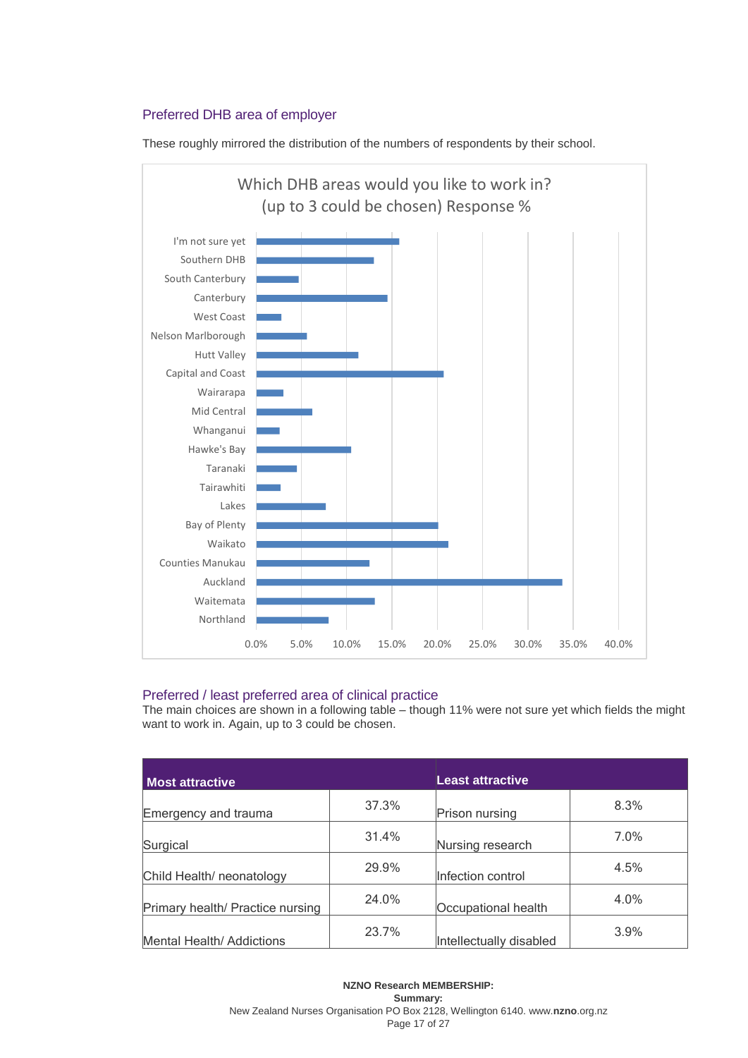## Preferred DHB area of employer

These roughly mirrored the distribution of the numbers of respondents by their school.

Which DHB areas would you like to work in? (up to 3 could be chosen) Response %

| DHB area | Response % (approx.) |
|---|---|
| I'm not sure yet | ~15.8% |
| Southern DHB | ~13.0% |
| South Canterbury | ~4.7% |
| Canterbury | ~14.5% |
| West Coast | ~2.8% |
| Nelson Marlborough | ~5.6% |
| Hutt Valley | ~11.3% |
| Capital and Coast | ~20.7% |
| Wairarapa | ~3.0% |
| Mid Central | ~6.2% |
| Whanganui | ~2.6% |
| Hawke's Bay | ~10.5% |
| Taranaki | ~4.5% |
| Tairawhiti | ~2.7% |
| Lakes | ~7.7% |
| Bay of Plenty | ~20.1% |
| Waikato | ~21.2% |
| Counties Manukau | ~12.5% |
| Auckland | ~33.8% |
| Waitemata | ~13.1% |
| Northland | ~8.0% |

## Preferred / least preferred area of clinical practice

The main choices are shown in a following table – though 11% were not sure yet which fields the might want to work in. Again, up to 3 could be chosen.

| Most attractive | | Least attractive | |
|---|---|---|---|
| Emergency and trauma | 37.3% | Prison nursing | 8.3% |
| Surgical | 31.4% | Nursing research | 7.0% |
| Child Health/ neonatology | 29.9% | Infection control | 4.5% |
| Primary health/ Practice nursing | 24.0% | Occupational health | 4.0% |
| Mental Health/ Addictions | 23.7% | Intellectually disabled | 3.9% |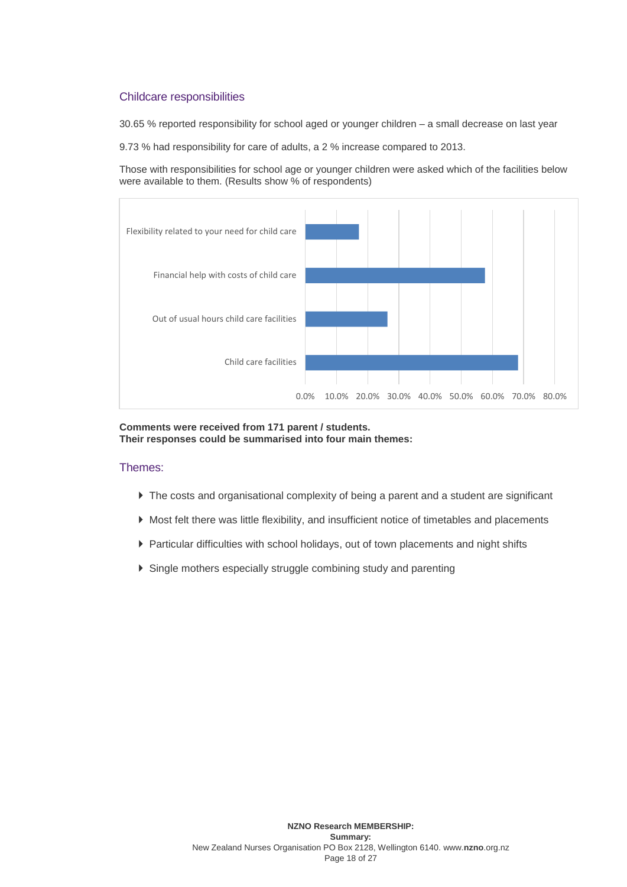## Childcare responsibilities

30.65 % reported responsibility for school aged or younger children – a small decrease on last year

9.73 % had responsibility for care of adults, a 2 % increase compared to 2013.

Those with responsibilities for school age or younger children were asked which of the facilities below were available to them. (Results show % of respondents)

**Comments were received from 171 parent / students.**
**Their responses could be summarised into four main themes:**

## Themes:

- The costs and organisational complexity of being a parent and a student are significant
- Most felt there was little flexibility, and insufficient notice of timetables and placements
- Particular difficulties with school holidays, out of town placements and night shifts
- Single mothers especially struggle combining study and parenting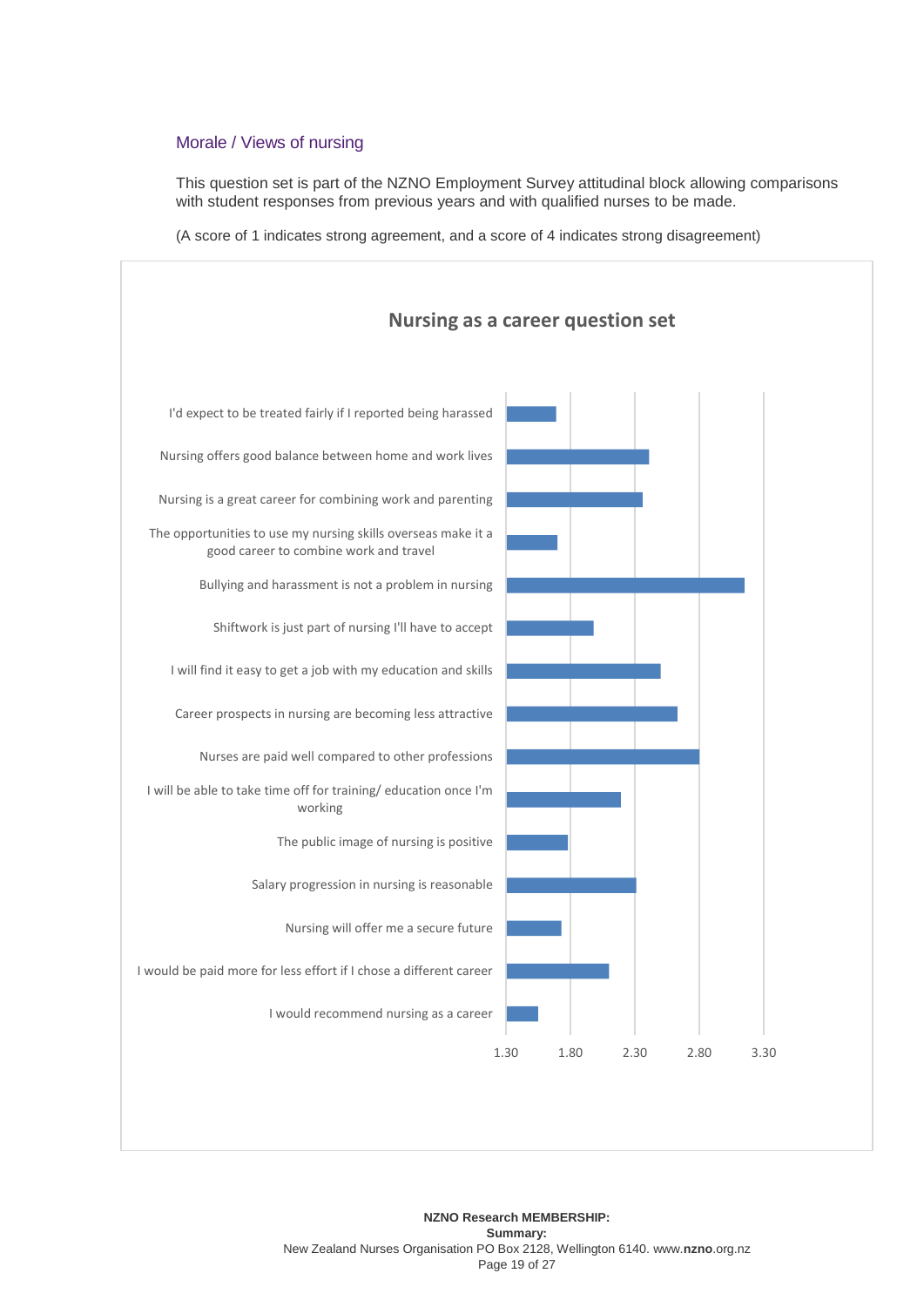## Morale / Views of nursing

This question set is part of the NZNO Employment Survey attitudinal block allowing comparisons with student responses from previous years and with qualified nurses to be made.

(A score of 1 indicates strong agreement, and a score of 4 indicates strong disagreement)

**Nursing as a career question set**

- I'd expect to be treated fairly if I reported being harassed
- Nursing offers good balance between home and work lives
- Nursing is a great career for combining work and parenting
- The opportunities to use my nursing skills overseas make it a good career to combine work and travel
- Bullying and harassment is not a problem in nursing
- Shiftwork is just part of nursing I'll have to accept
- I will find it easy to get a job with my education and skills
- Career prospects in nursing are becoming less attractive
- Nurses are paid well compared to other professions
- I will be able to take time off for training/ education once I'm working
- The public image of nursing is positive
- Salary progression in nursing is reasonable
- Nursing will offer me a secure future
- I would be paid more for less effort if I chose a different career
- I would recommend nursing as a career

Axis: 1.30 1.80 2.30 2.80 3.30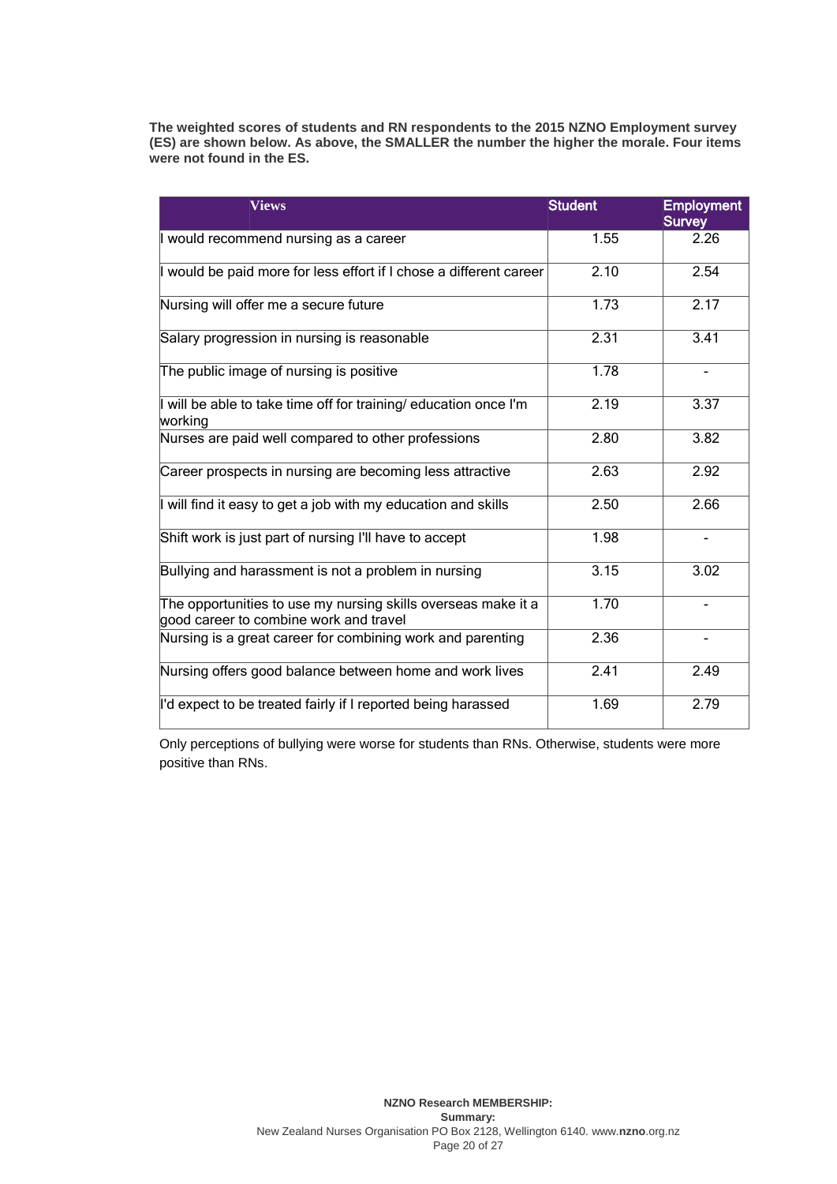**The weighted scores of students and RN respondents to the 2015 NZNO Employment survey (ES) are shown below. As above, the SMALLER the number the higher the morale. Four items were not found in the ES.**

| Views | Student | Employment Survey |
|---|---|---|
| I would recommend nursing as a career | 1.55 | 2.26 |
| I would be paid more for less effort if I chose a different career | 2.10 | 2.54 |
| Nursing will offer me a secure future | 1.73 | 2.17 |
| Salary progression in nursing is reasonable | 2.31 | 3.41 |
| The public image of nursing is positive | 1.78 | - |
| I will be able to take time off for training/ education once I'm working | 2.19 | 3.37 |
| Nurses are paid well compared to other professions | 2.80 | 3.82 |
| Career prospects in nursing are becoming less attractive | 2.63 | 2.92 |
| I will find it easy to get a job with my education and skills | 2.50 | 2.66 |
| Shift work is just part of nursing I'll have to accept | 1.98 | - |
| Bullying and harassment is not a problem in nursing | 3.15 | 3.02 |
| The opportunities to use my nursing skills overseas make it a good career to combine work and travel | 1.70 | - |
| Nursing is a great career for combining work and parenting | 2.36 | - |
| Nursing offers good balance between home and work lives | 2.41 | 2.49 |
| I'd expect to be treated fairly if I reported being harassed | 1.69 | 2.79 |

Only perceptions of bullying were worse for students than RNs. Otherwise, students were more positive than RNs.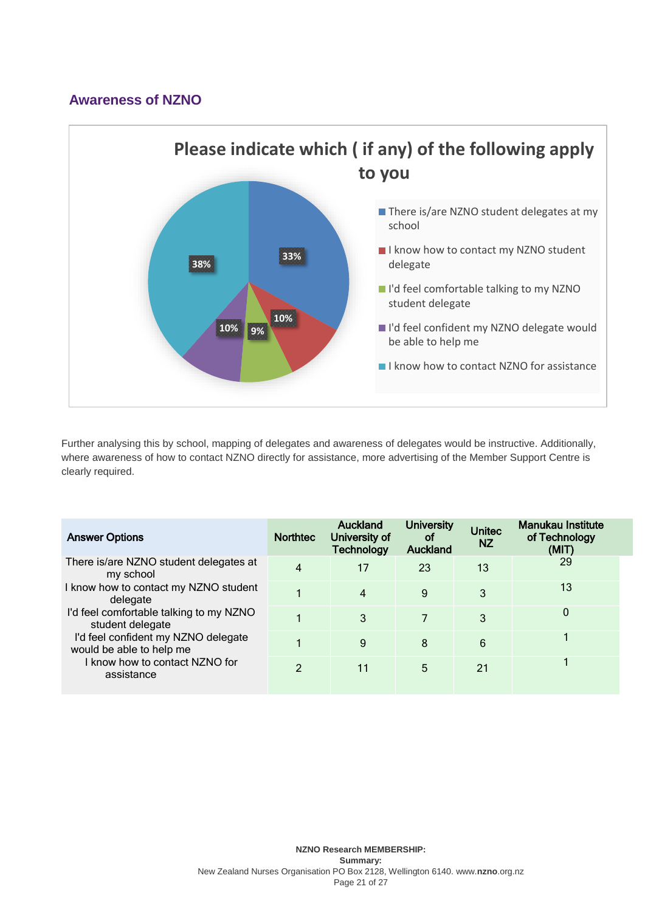## Awareness of NZNO

**Please indicate which ( if any) of the following apply to you**

- There is/are NZNO student delegates at my school — 33%
- I know how to contact my NZNO student delegate — 10%
- I'd feel comfortable talking to my NZNO student delegate — 9%
- I'd feel confident my NZNO delegate would be able to help me — 10%
- I know how to contact NZNO for assistance — 38%

Further analysing this by school, mapping of delegates and awareness of delegates would be instructive. Additionally, where awareness of how to contact NZNO directly for assistance, more advertising of the Member Support Centre is clearly required.

| Answer Options | Northtec | Auckland University of Technology | University of Auckland | Unitec NZ | Manukau Institute of Technology (MIT) |
|---|---|---|---|---|---|
| There is/are NZNO student delegates at my school | 4 | 17 | 23 | 13 | 29 |
| I know how to contact my NZNO student delegate | 1 | 4 | 9 | 3 | 13 |
| I'd feel comfortable talking to my NZNO student delegate | 1 | 3 | 7 | 3 | 0 |
| I'd feel confident my NZNO delegate would be able to help me | 1 | 9 | 8 | 6 | 1 |
| I know how to contact NZNO for assistance | 2 | 11 | 5 | 21 | 1 |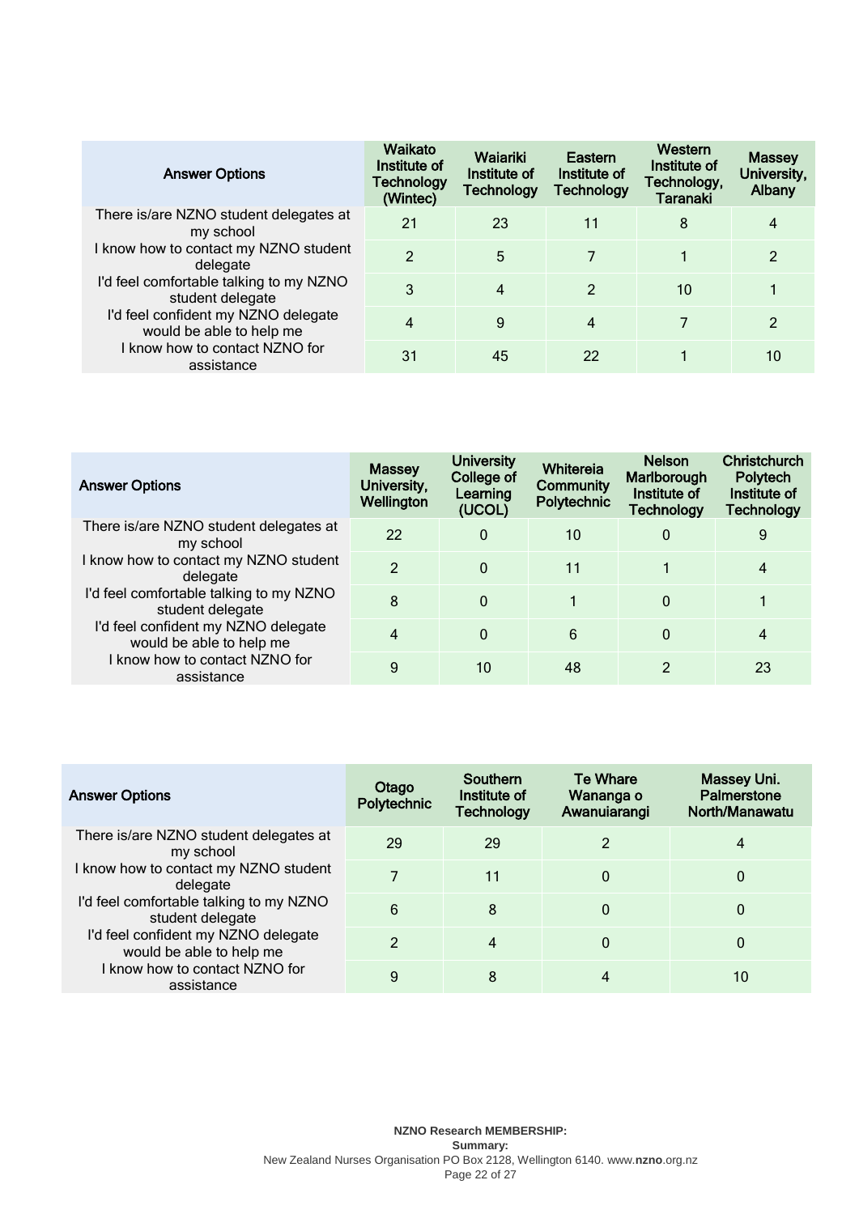| Answer Options | Waikato Institute of Technology (Wintec) | Waiariki Institute of Technology | Eastern Institute of Technology | Western Institute of Technology, Taranaki | Massey University, Albany |
|---|---|---|---|---|---|
| There is/are NZNO student delegates at my school | 21 | 23 | 11 | 8 | 4 |
| I know how to contact my NZNO student delegate | 2 | 5 | 7 | 1 | 2 |
| I'd feel comfortable talking to my NZNO student delegate | 3 | 4 | 2 | 10 | 1 |
| I'd feel confident my NZNO delegate would be able to help me | 4 | 9 | 4 | 7 | 2 |
| I know how to contact NZNO for assistance | 31 | 45 | 22 | 1 | 10 |

| Answer Options | Massey University, Wellington | University College of Learning (UCOL) | Whitereia Community Polytechnic | Nelson Marlborough Institute of Technology | Christchurch Polytech Institute of Technology |
|---|---|---|---|---|---|
| There is/are NZNO student delegates at my school | 22 | 0 | 10 | 0 | 9 |
| I know how to contact my NZNO student delegate | 2 | 0 | 11 | 1 | 4 |
| I'd feel comfortable talking to my NZNO student delegate | 8 | 0 | 1 | 0 | 1 |
| I'd feel confident my NZNO delegate would be able to help me | 4 | 0 | 6 | 0 | 4 |
| I know how to contact NZNO for assistance | 9 | 10 | 48 | 2 | 23 |

| Answer Options | Otago Polytechnic | Southern Institute of Technology | Te Whare Wananga o Awanuiarangi | Massey Uni. Palmerstone North/Manawatu |
|---|---|---|---|---|
| There is/are NZNO student delegates at my school | 29 | 29 | 2 | 4 |
| I know how to contact my NZNO student delegate | 7 | 11 | 0 | 0 |
| I'd feel comfortable talking to my NZNO student delegate | 6 | 8 | 0 | 0 |
| I'd feel confident my NZNO delegate would be able to help me | 2 | 4 | 0 | 0 |
| I know how to contact NZNO for assistance | 9 | 8 | 4 | 10 |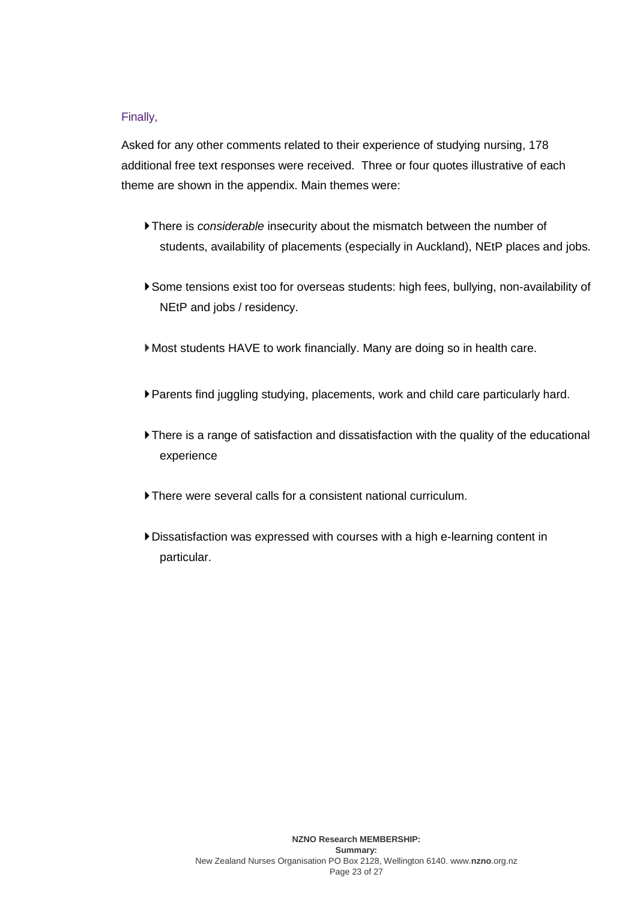Finally,

Asked for any other comments related to their experience of studying nursing, 178 additional free text responses were received. Three or four quotes illustrative of each theme are shown in the appendix. Main themes were:

- There is *considerable* insecurity about the mismatch between the number of students, availability of placements (especially in Auckland), NEtP places and jobs.
- Some tensions exist too for overseas students: high fees, bullying, non-availability of NEtP and jobs / residency.
- Most students HAVE to work financially. Many are doing so in health care.
- Parents find juggling studying, placements, work and child care particularly hard.
- There is a range of satisfaction and dissatisfaction with the quality of the educational experience
- There were several calls for a consistent national curriculum.
- Dissatisfaction was expressed with courses with a high e-learning content in particular.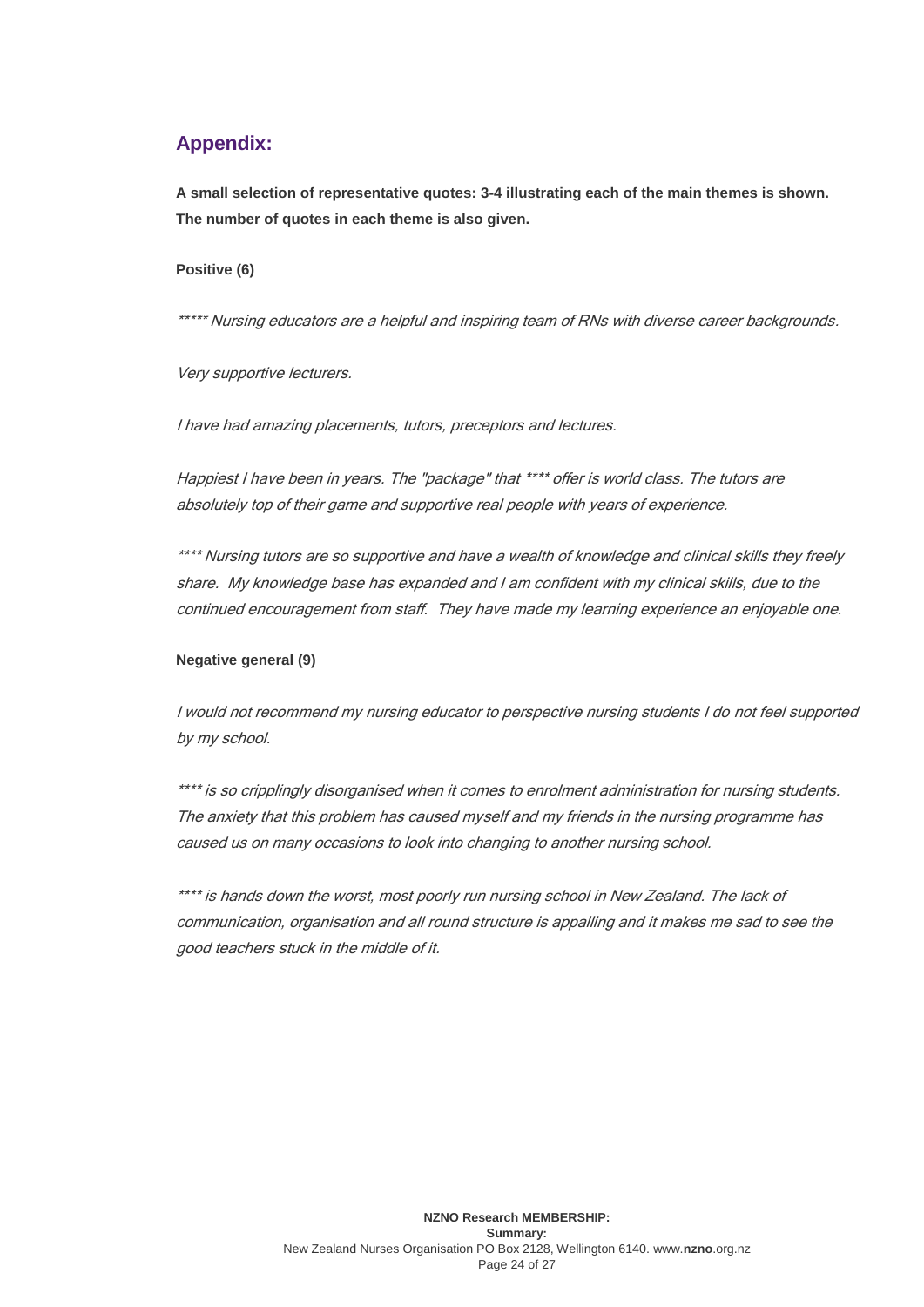## Appendix:

**A small selection of representative quotes: 3-4 illustrating each of the main themes is shown. The number of quotes in each theme is also given.**

**Positive (6)**

*\*\*\*\*\* Nursing educators are a helpful and inspiring team of RNs with diverse career backgrounds.*

*Very supportive lecturers.*

*I have had amazing placements, tutors, preceptors and lectures.*

*Happiest I have been in years. The "package" that \*\*\*\* offer is world class. The tutors are absolutely top of their game and supportive real people with years of experience.*

*\*\*\*\* Nursing tutors are so supportive and have a wealth of knowledge and clinical skills they freely share. My knowledge base has expanded and I am confident with my clinical skills, due to the continued encouragement from staff. They have made my learning experience an enjoyable one.*

**Negative general (9)**

*I would not recommend my nursing educator to perspective nursing students I do not feel supported by my school.*

*\*\*\*\* is so cripplingly disorganised when it comes to enrolment administration for nursing students. The anxiety that this problem has caused myself and my friends in the nursing programme has caused us on many occasions to look into changing to another nursing school.*

*\*\*\*\* is hands down the worst, most poorly run nursing school in New Zealand. The lack of communication, organisation and all round structure is appalling and it makes me sad to see the good teachers stuck in the middle of it.*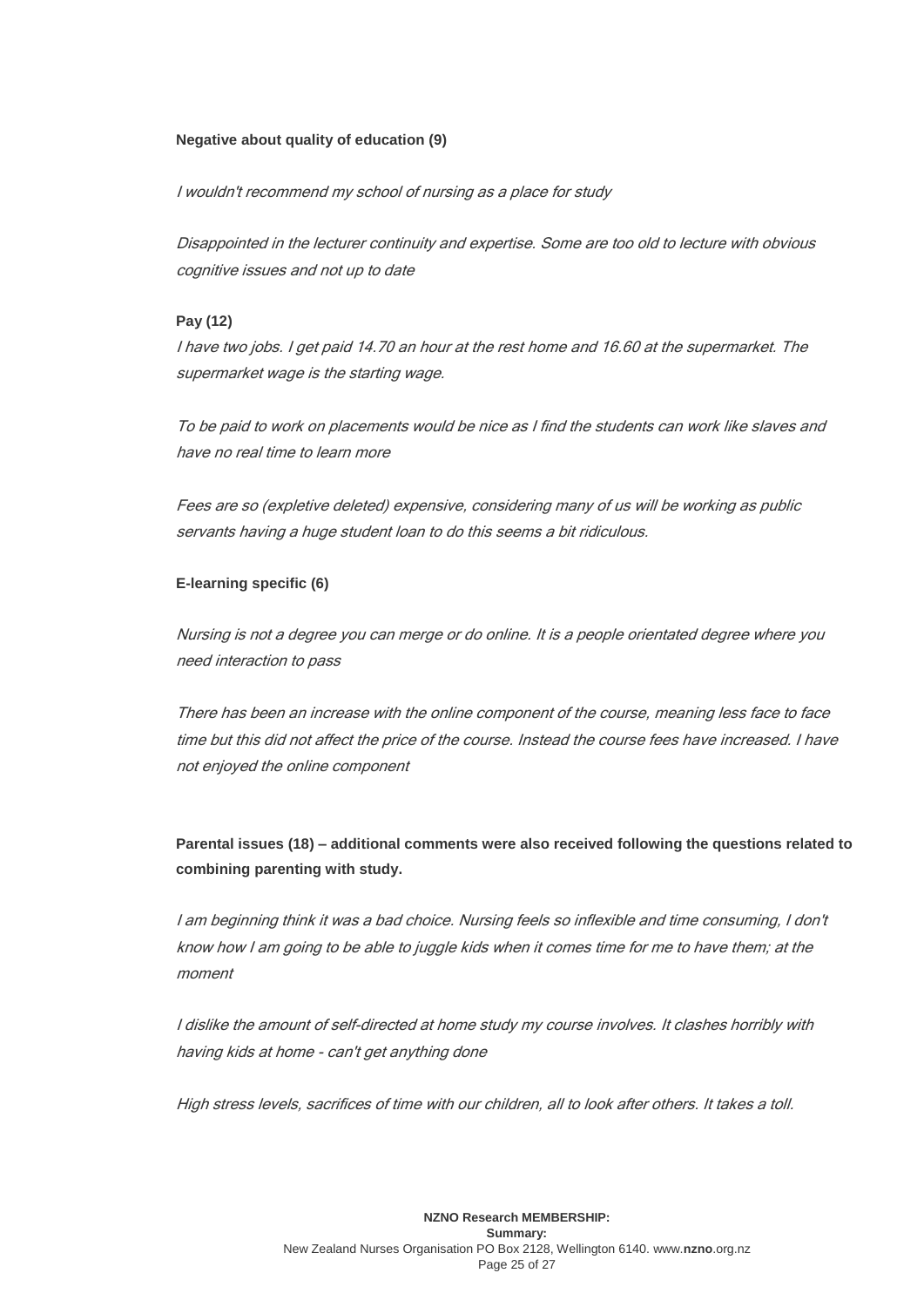**Negative about quality of education (9)**

*I wouldn't recommend my school of nursing as a place for study*

*Disappointed in the lecturer continuity and expertise. Some are too old to lecture with obvious cognitive issues and not up to date*

**Pay (12)**

*I have two jobs. I get paid 14.70 an hour at the rest home and 16.60 at the supermarket. The supermarket wage is the starting wage.*

*To be paid to work on placements would be nice as I find the students can work like slaves and have no real time to learn more*

*Fees are so (expletive deleted) expensive, considering many of us will be working as public servants having a huge student loan to do this seems a bit ridiculous.*

**E-learning specific (6)**

*Nursing is not a degree you can merge or do online. It is a people orientated degree where you need interaction to pass*

*There has been an increase with the online component of the course, meaning less face to face time but this did not affect the price of the course. Instead the course fees have increased. I have not enjoyed the online component*

**Parental issues (18) – additional comments were also received following the questions related to combining parenting with study.**

*I am beginning think it was a bad choice. Nursing feels so inflexible and time consuming, I don't know how I am going to be able to juggle kids when it comes time for me to have them; at the moment*

*I dislike the amount of self-directed at home study my course involves. It clashes horribly with having kids at home - can't get anything done*

*High stress levels, sacrifices of time with our children, all to look after others. It takes a toll.*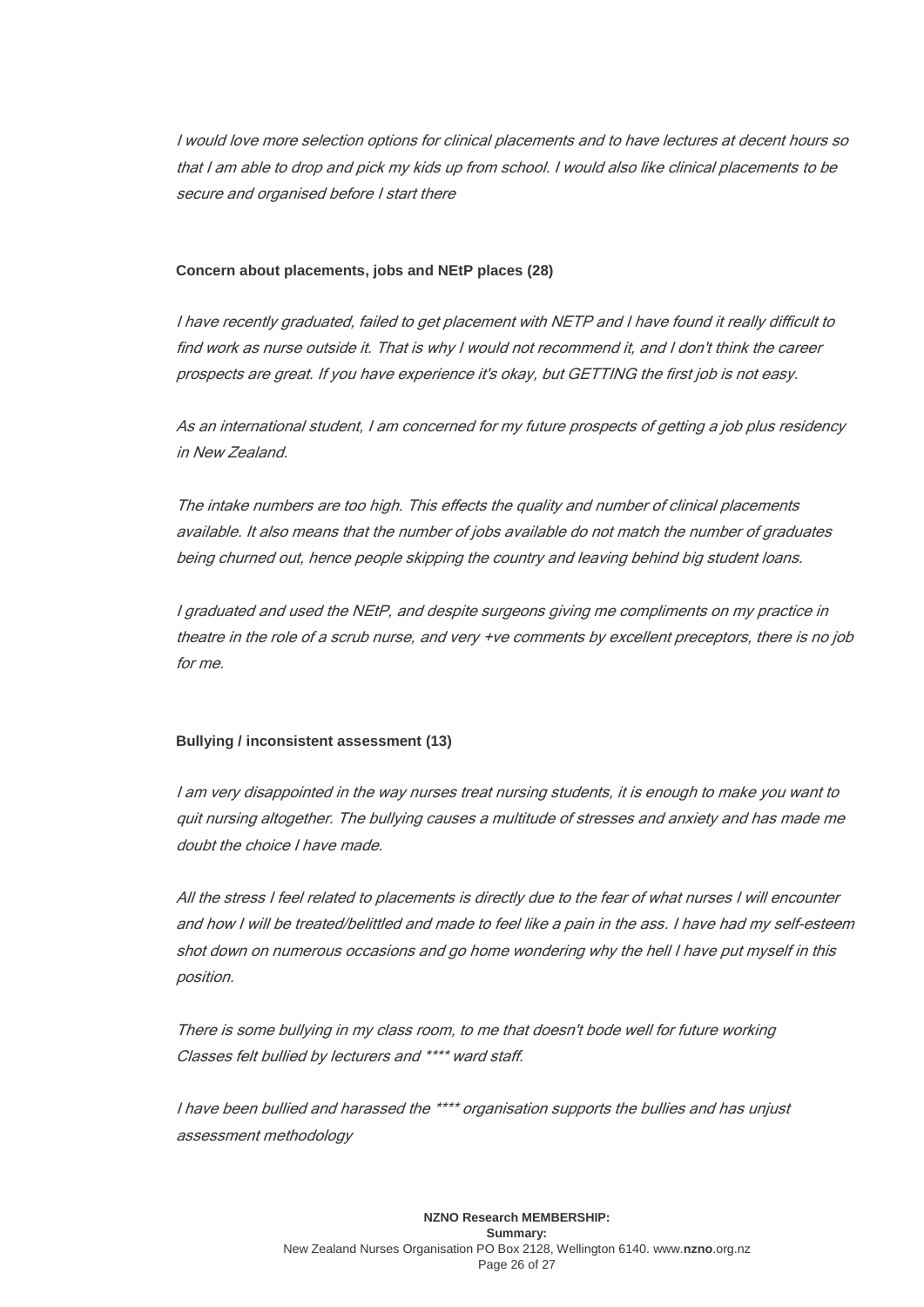*I would love more selection options for clinical placements and to have lectures at decent hours so that I am able to drop and pick my kids up from school. I would also like clinical placements to be secure and organised before I start there*

**Concern about placements, jobs and NEtP places (28)**

*I have recently graduated, failed to get placement with NETP and I have found it really difficult to find work as nurse outside it. That is why I would not recommend it, and I don't think the career prospects are great. If you have experience it's okay, but GETTING the first job is not easy.*

*As an international student, I am concerned for my future prospects of getting a job plus residency in New Zealand.*

*The intake numbers are too high. This effects the quality and number of clinical placements available. It also means that the number of jobs available do not match the number of graduates being churned out, hence people skipping the country and leaving behind big student loans.*

*I graduated and used the NEtP, and despite surgeons giving me compliments on my practice in theatre in the role of a scrub nurse, and very +ve comments by excellent preceptors, there is no job for me.*

**Bullying / inconsistent assessment (13)**

*I am very disappointed in the way nurses treat nursing students, it is enough to make you want to quit nursing altogether. The bullying causes a multitude of stresses and anxiety and has made me doubt the choice I have made.*

*All the stress I feel related to placements is directly due to the fear of what nurses I will encounter and how I will be treated/belittled and made to feel like a pain in the ass. I have had my self-esteem shot down on numerous occasions and go home wondering why the hell I have put myself in this position.*

*There is some bullying in my class room, to me that doesn't bode well for future working*
*Classes felt bullied by lecturers and **** ward staff.*

*I have been bullied and harassed the **** organisation supports the bullies and has unjust assessment methodology*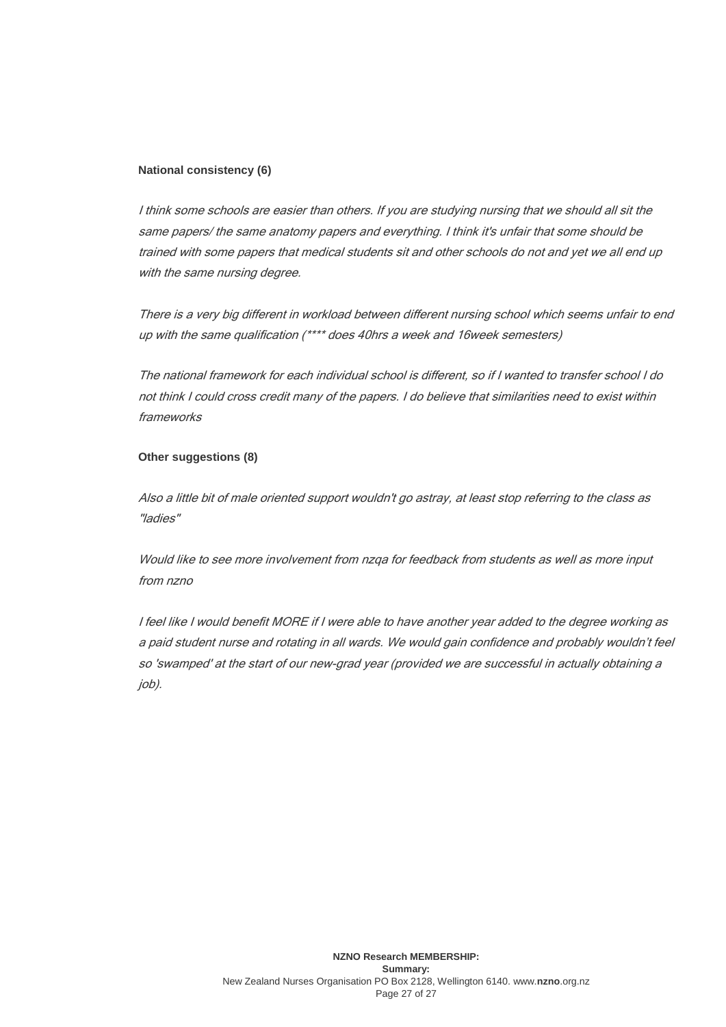**National consistency (6)**

*I think some schools are easier than others. If you are studying nursing that we should all sit the same papers/ the same anatomy papers and everything. I think it's unfair that some should be trained with some papers that medical students sit and other schools do not and yet we all end up with the same nursing degree.*

*There is a very big different in workload between different nursing school which seems unfair to end up with the same qualification (**** does 40hrs a week and 16week semesters)*

*The national framework for each individual school is different, so if I wanted to transfer school I do not think I could cross credit many of the papers. I do believe that similarities need to exist within frameworks*

**Other suggestions (8)**

*Also a little bit of male oriented support wouldn't go astray, at least stop referring to the class as "ladies"*

*Would like to see more involvement from nzqa for feedback from students as well as more input from nzno*

*I feel like I would benefit MORE if I were able to have another year added to the degree working as a paid student nurse and rotating in all wards. We would gain confidence and probably wouldn't feel so 'swamped' at the start of our new-grad year (provided we are successful in actually obtaining a job).*